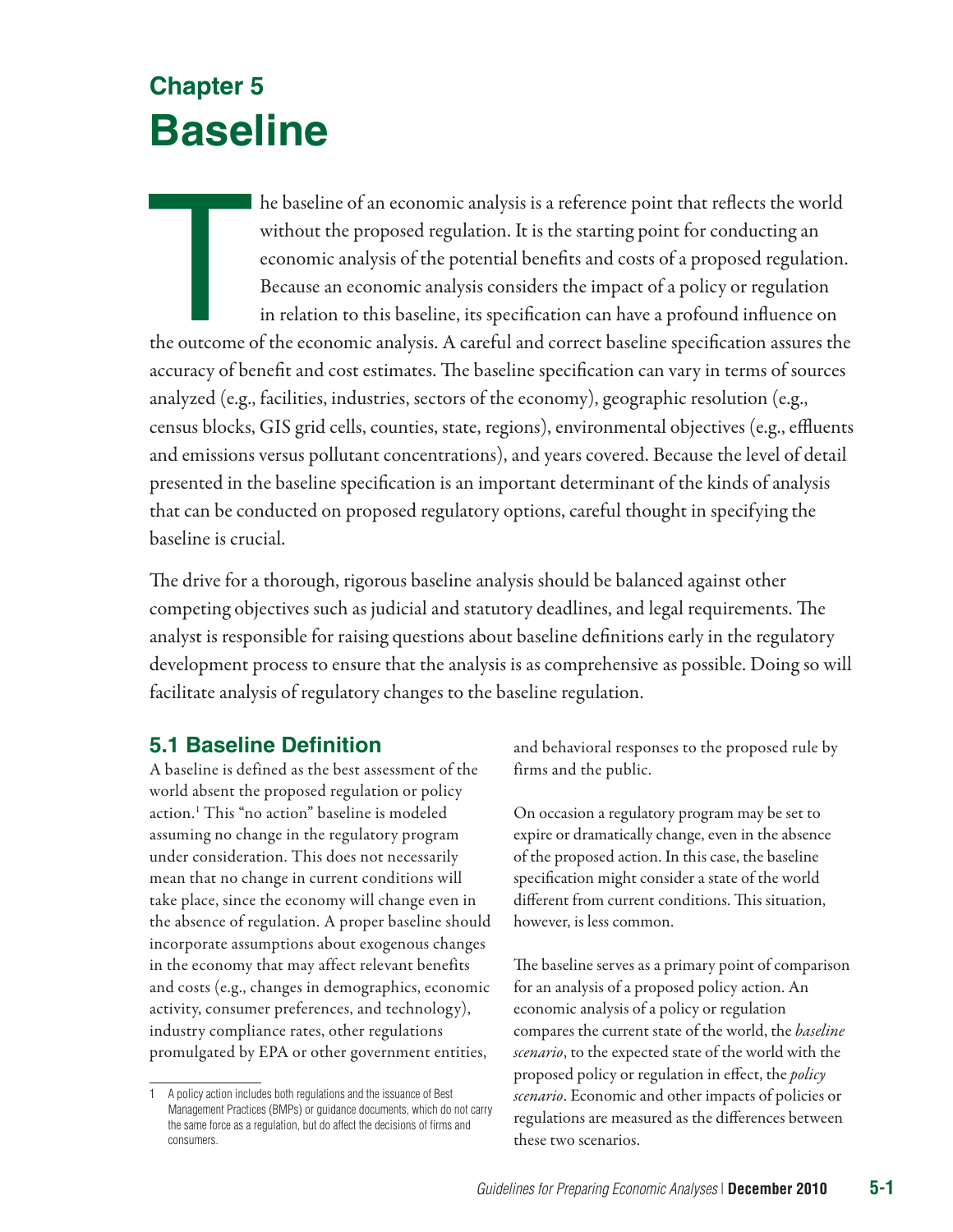# Chapter 5
# Baseline

The baseline of an economic analysis is a reference point that reflects the world without the proposed regulation. It is the starting point for conducting an economic analysis of the potential benefits and costs of a proposed regulation. Because an economic analysis considers the impact of a policy or regulation in relation to this baseline, its specification can have a profound influence on the outcome of the economic analysis. A careful and correct baseline specification assures the accuracy of benefit and cost estimates. The baseline specification can vary in terms of sources analyzed (e.g., facilities, industries, sectors of the economy), geographic resolution (e.g., census blocks, GIS grid cells, counties, state, regions), environmental objectives (e.g., effluents and emissions versus pollutant concentrations), and years covered. Because the level of detail presented in the baseline specification is an important determinant of the kinds of analysis that can be conducted on proposed regulatory options, careful thought in specifying the baseline is crucial.

The drive for a thorough, rigorous baseline analysis should be balanced against other competing objectives such as judicial and statutory deadlines, and legal requirements. The analyst is responsible for raising questions about baseline definitions early in the regulatory development process to ensure that the analysis is as comprehensive as possible. Doing so will facilitate analysis of regulatory changes to the baseline regulation.

## 5.1 Baseline Definition

A baseline is defined as the best assessment of the world absent the proposed regulation or policy action.[1] This "no action" baseline is modeled assuming no change in the regulatory program under consideration. This does not necessarily mean that no change in current conditions will take place, since the economy will change even in the absence of regulation. A proper baseline should incorporate assumptions about exogenous changes in the economy that may affect relevant benefits and costs (e.g., changes in demographics, economic activity, consumer preferences, and technology), industry compliance rates, other regulations promulgated by EPA or other government entities, and behavioral responses to the proposed rule by firms and the public.

On occasion a regulatory program may be set to expire or dramatically change, even in the absence of the proposed action. In this case, the baseline specification might consider a state of the world different from current conditions. This situation, however, is less common.

The baseline serves as a primary point of comparison for an analysis of a proposed policy action. An economic analysis of a policy or regulation compares the current state of the world, the *baseline scenario*, to the expected state of the world with the proposed policy or regulation in effect, the *policy scenario*. Economic and other impacts of policies or regulations are measured as the differences between these two scenarios.

[1] A policy action includes both regulations and the issuance of Best Management Practices (BMPs) or guidance documents, which do not carry the same force as a regulation, but do affect the decisions of firms and consumers.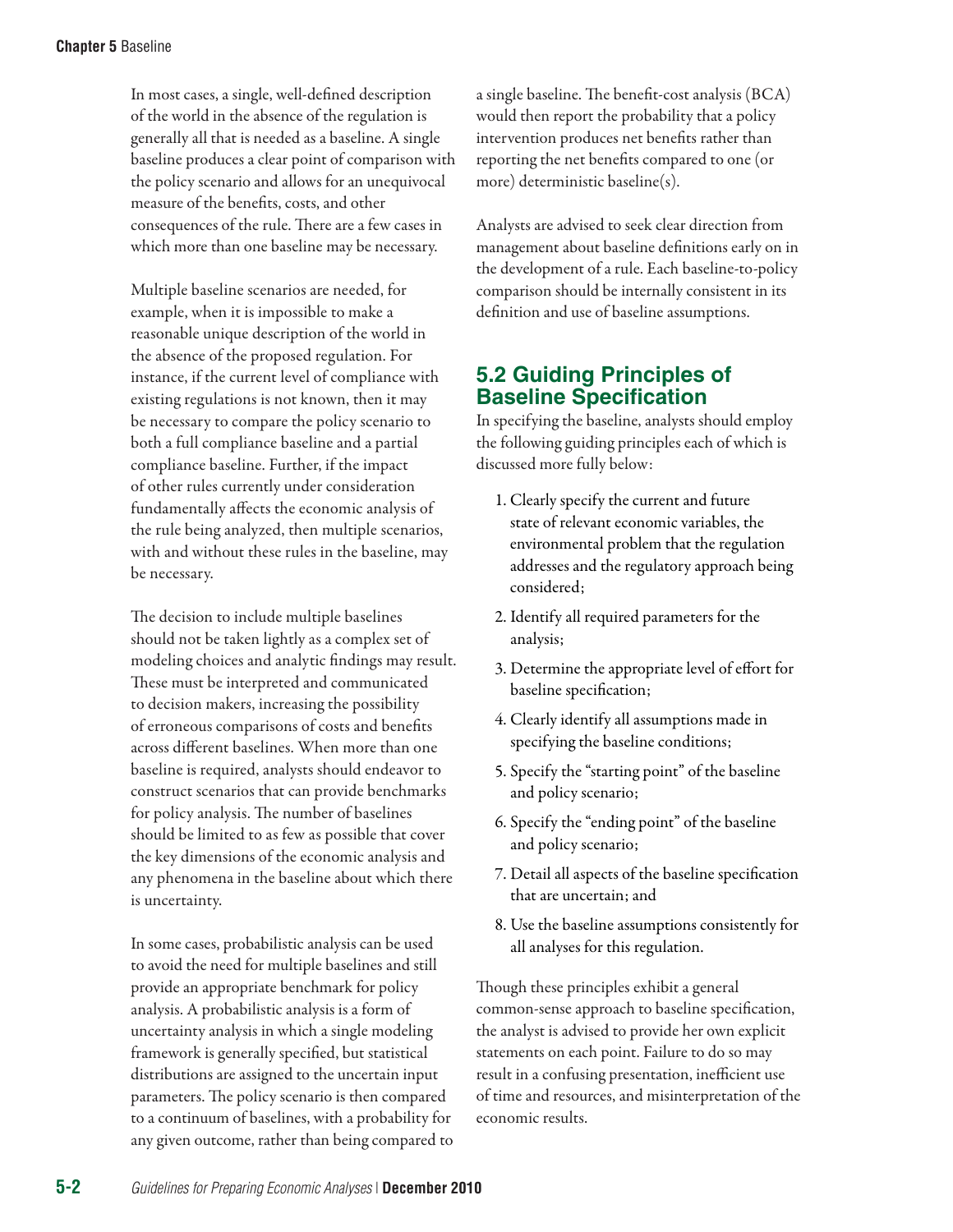In most cases, a single, well-defined description of the world in the absence of the regulation is generally all that is needed as a baseline. A single baseline produces a clear point of comparison with the policy scenario and allows for an unequivocal measure of the benefits, costs, and other consequences of the rule. There are a few cases in which more than one baseline may be necessary.

Multiple baseline scenarios are needed, for example, when it is impossible to make a reasonable unique description of the world in the absence of the proposed regulation. For instance, if the current level of compliance with existing regulations is not known, then it may be necessary to compare the policy scenario to both a full compliance baseline and a partial compliance baseline. Further, if the impact of other rules currently under consideration fundamentally affects the economic analysis of the rule being analyzed, then multiple scenarios, with and without these rules in the baseline, may be necessary.

The decision to include multiple baselines should not be taken lightly as a complex set of modeling choices and analytic findings may result. These must be interpreted and communicated to decision makers, increasing the possibility of erroneous comparisons of costs and benefits across different baselines. When more than one baseline is required, analysts should endeavor to construct scenarios that can provide benchmarks for policy analysis. The number of baselines should be limited to as few as possible that cover the key dimensions of the economic analysis and any phenomena in the baseline about which there is uncertainty.

In some cases, probabilistic analysis can be used to avoid the need for multiple baselines and still provide an appropriate benchmark for policy analysis. A probabilistic analysis is a form of uncertainty analysis in which a single modeling framework is generally specified, but statistical distributions are assigned to the uncertain input parameters. The policy scenario is then compared to a continuum of baselines, with a probability for any given outcome, rather than being compared to a single baseline. The benefit-cost analysis (BCA) would then report the probability that a policy intervention produces net benefits rather than reporting the net benefits compared to one (or more) deterministic baseline(s).

Analysts are advised to seek clear direction from management about baseline definitions early on in the development of a rule. Each baseline-to-policy comparison should be internally consistent in its definition and use of baseline assumptions.

## 5.2 Guiding Principles of Baseline Specification

In specifying the baseline, analysts should employ the following guiding principles each of which is discussed more fully below:

1. Clearly specify the current and future state of relevant economic variables, the environmental problem that the regulation addresses and the regulatory approach being considered;
2. Identify all required parameters for the analysis;
3. Determine the appropriate level of effort for baseline specification;
4. Clearly identify all assumptions made in specifying the baseline conditions;
5. Specify the "starting point" of the baseline and policy scenario;
6. Specify the "ending point" of the baseline and policy scenario;
7. Detail all aspects of the baseline specification that are uncertain; and
8. Use the baseline assumptions consistently for all analyses for this regulation.

Though these principles exhibit a general common-sense approach to baseline specification, the analyst is advised to provide her own explicit statements on each point. Failure to do so may result in a confusing presentation, inefficient use of time and resources, and misinterpretation of the economic results.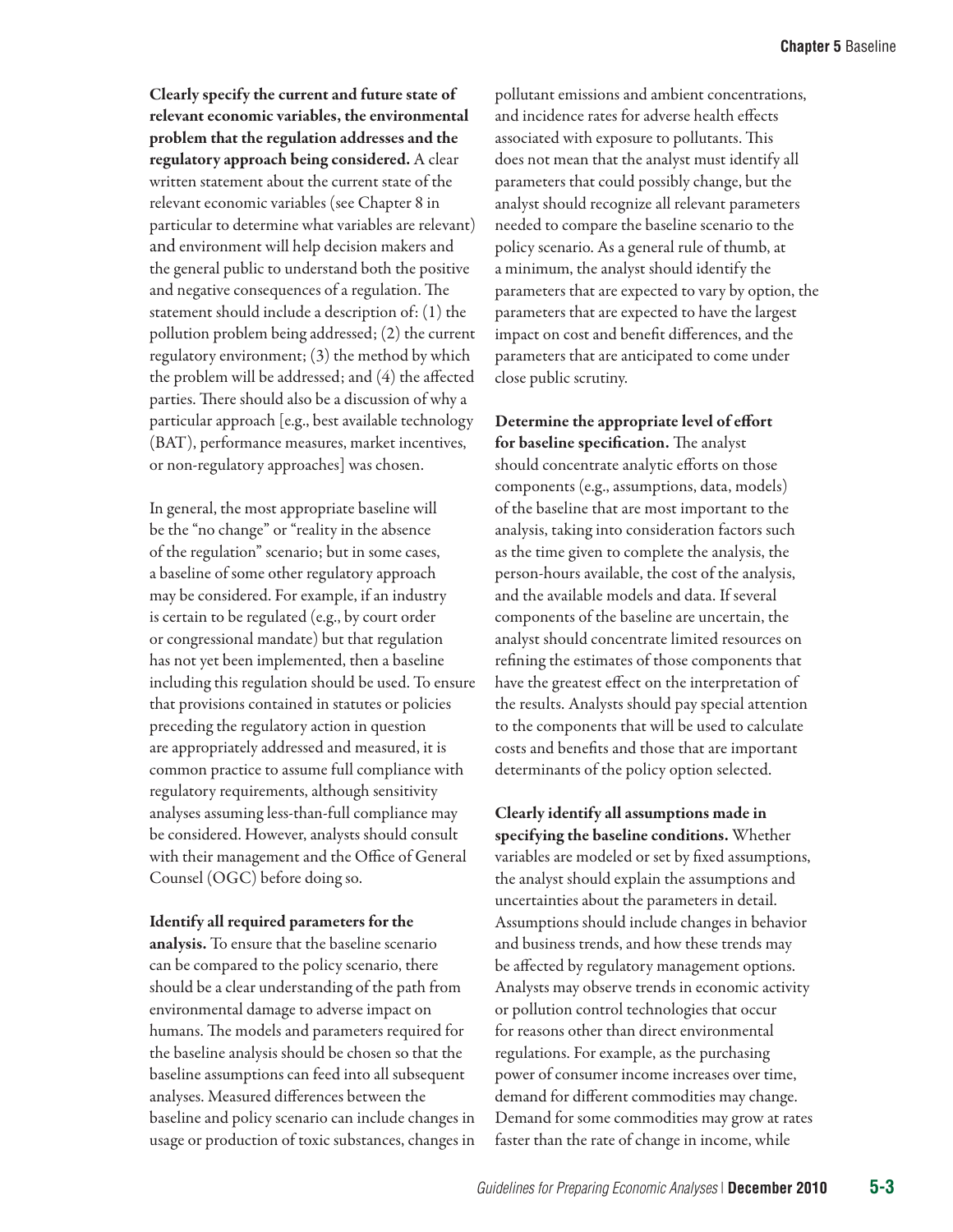**Clearly specify the current and future state of relevant economic variables, the environmental problem that the regulation addresses and the regulatory approach being considered.** A clear written statement about the current state of the relevant economic variables (see Chapter 8 in particular to determine what variables are relevant) and environment will help decision makers and the general public to understand both the positive and negative consequences of a regulation. The statement should include a description of: (1) the pollution problem being addressed; (2) the current regulatory environment; (3) the method by which the problem will be addressed; and (4) the affected parties. There should also be a discussion of why a particular approach [e.g., best available technology (BAT), performance measures, market incentives, or non-regulatory approaches] was chosen.

In general, the most appropriate baseline will be the "no change" or "reality in the absence of the regulation" scenario; but in some cases, a baseline of some other regulatory approach may be considered. For example, if an industry is certain to be regulated (e.g., by court order or congressional mandate) but that regulation has not yet been implemented, then a baseline including this regulation should be used. To ensure that provisions contained in statutes or policies preceding the regulatory action in question are appropriately addressed and measured, it is common practice to assume full compliance with regulatory requirements, although sensitivity analyses assuming less-than-full compliance may be considered. However, analysts should consult with their management and the Office of General Counsel (OGC) before doing so.

**Identify all required parameters for the analysis.** To ensure that the baseline scenario can be compared to the policy scenario, there should be a clear understanding of the path from environmental damage to adverse impact on humans. The models and parameters required for the baseline analysis should be chosen so that the baseline assumptions can feed into all subsequent analyses. Measured differences between the baseline and policy scenario can include changes in usage or production of toxic substances, changes in pollutant emissions and ambient concentrations, and incidence rates for adverse health effects associated with exposure to pollutants. This does not mean that the analyst must identify all parameters that could possibly change, but the analyst should recognize all relevant parameters needed to compare the baseline scenario to the policy scenario. As a general rule of thumb, at a minimum, the analyst should identify the parameters that are expected to vary by option, the parameters that are expected to have the largest impact on cost and benefit differences, and the parameters that are anticipated to come under close public scrutiny.

**Determine the appropriate level of effort for baseline specification.** The analyst should concentrate analytic efforts on those components (e.g., assumptions, data, models) of the baseline that are most important to the analysis, taking into consideration factors such as the time given to complete the analysis, the person-hours available, the cost of the analysis, and the available models and data. If several components of the baseline are uncertain, the analyst should concentrate limited resources on refining the estimates of those components that have the greatest effect on the interpretation of the results. Analysts should pay special attention to the components that will be used to calculate costs and benefits and those that are important determinants of the policy option selected.

**Clearly identify all assumptions made in specifying the baseline conditions.** Whether variables are modeled or set by fixed assumptions, the analyst should explain the assumptions and uncertainties about the parameters in detail. Assumptions should include changes in behavior and business trends, and how these trends may be affected by regulatory management options. Analysts may observe trends in economic activity or pollution control technologies that occur for reasons other than direct environmental regulations. For example, as the purchasing power of consumer income increases over time, demand for different commodities may change. Demand for some commodities may grow at rates faster than the rate of change in income, while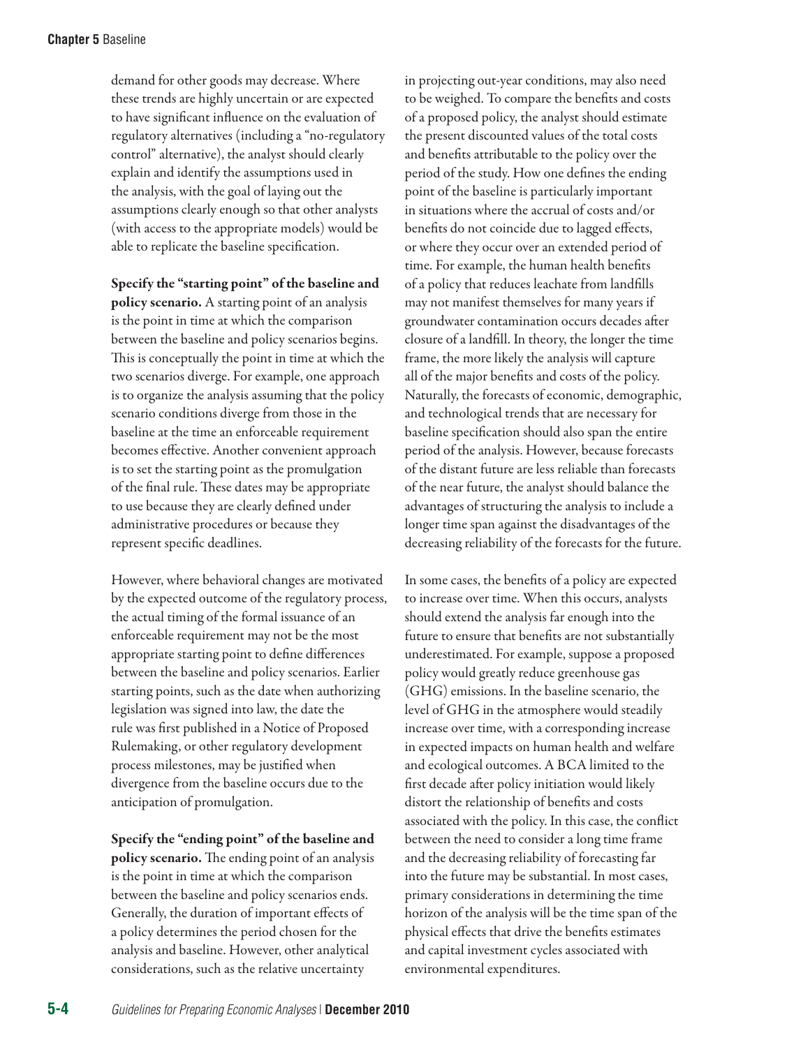demand for other goods may decrease. Where these trends are highly uncertain or are expected to have significant influence on the evaluation of regulatory alternatives (including a "no-regulatory control" alternative), the analyst should clearly explain and identify the assumptions used in the analysis, with the goal of laying out the assumptions clearly enough so that other analysts (with access to the appropriate models) would be able to replicate the baseline specification.

**Specify the "starting point" of the baseline and policy scenario.** A starting point of an analysis is the point in time at which the comparison between the baseline and policy scenarios begins. This is conceptually the point in time at which the two scenarios diverge. For example, one approach is to organize the analysis assuming that the policy scenario conditions diverge from those in the baseline at the time an enforceable requirement becomes effective. Another convenient approach is to set the starting point as the promulgation of the final rule. These dates may be appropriate to use because they are clearly defined under administrative procedures or because they represent specific deadlines.

However, where behavioral changes are motivated by the expected outcome of the regulatory process, the actual timing of the formal issuance of an enforceable requirement may not be the most appropriate starting point to define differences between the baseline and policy scenarios. Earlier starting points, such as the date when authorizing legislation was signed into law, the date the rule was first published in a Notice of Proposed Rulemaking, or other regulatory development process milestones, may be justified when divergence from the baseline occurs due to the anticipation of promulgation.

**Specify the "ending point" of the baseline and policy scenario.** The ending point of an analysis is the point in time at which the comparison between the baseline and policy scenarios ends. Generally, the duration of important effects of a policy determines the period chosen for the analysis and baseline. However, other analytical considerations, such as the relative uncertainty in projecting out-year conditions, may also need to be weighed. To compare the benefits and costs of a proposed policy, the analyst should estimate the present discounted values of the total costs and benefits attributable to the policy over the period of the study. How one defines the ending point of the baseline is particularly important in situations where the accrual of costs and/or benefits do not coincide due to lagged effects, or where they occur over an extended period of time. For example, the human health benefits of a policy that reduces leachate from landfills may not manifest themselves for many years if groundwater contamination occurs decades after closure of a landfill. In theory, the longer the time frame, the more likely the analysis will capture all of the major benefits and costs of the policy. Naturally, the forecasts of economic, demographic, and technological trends that are necessary for baseline specification should also span the entire period of the analysis. However, because forecasts of the distant future are less reliable than forecasts of the near future, the analyst should balance the advantages of structuring the analysis to include a longer time span against the disadvantages of the decreasing reliability of the forecasts for the future.

In some cases, the benefits of a policy are expected to increase over time. When this occurs, analysts should extend the analysis far enough into the future to ensure that benefits are not substantially underestimated. For example, suppose a proposed policy would greatly reduce greenhouse gas (GHG) emissions. In the baseline scenario, the level of GHG in the atmosphere would steadily increase over time, with a corresponding increase in expected impacts on human health and welfare and ecological outcomes. A BCA limited to the first decade after policy initiation would likely distort the relationship of benefits and costs associated with the policy. In this case, the conflict between the need to consider a long time frame and the decreasing reliability of forecasting far into the future may be substantial. In most cases, primary considerations in determining the time horizon of the analysis will be the time span of the physical effects that drive the benefits estimates and capital investment cycles associated with environmental expenditures.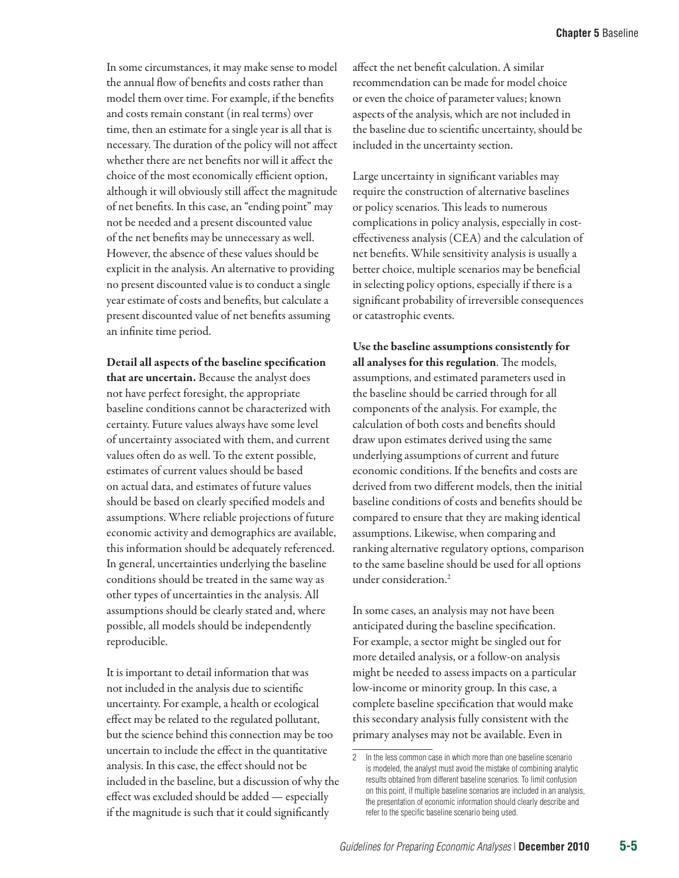In some circumstances, it may make sense to model the annual flow of benefits and costs rather than model them over time. For example, if the benefits and costs remain constant (in real terms) over time, then an estimate for a single year is all that is necessary. The duration of the policy will not affect whether there are net benefits nor will it affect the choice of the most economically efficient option, although it will obviously still affect the magnitude of net benefits. In this case, an "ending point" may not be needed and a present discounted value of the net benefits may be unnecessary as well. However, the absence of these values should be explicit in the analysis. An alternative to providing no present discounted value is to conduct a single year estimate of costs and benefits, but calculate a present discounted value of net benefits assuming an infinite time period.

**Detail all aspects of the baseline specification that are uncertain.** Because the analyst does not have perfect foresight, the appropriate baseline conditions cannot be characterized with certainty. Future values always have some level of uncertainty associated with them, and current values often do as well. To the extent possible, estimates of current values should be based on actual data, and estimates of future values should be based on clearly specified models and assumptions. Where reliable projections of future economic activity and demographics are available, this information should be adequately referenced. In general, uncertainties underlying the baseline conditions should be treated in the same way as other types of uncertainties in the analysis. All assumptions should be clearly stated and, where possible, all models should be independently reproducible.

It is important to detail information that was not included in the analysis due to scientific uncertainty. For example, a health or ecological effect may be related to the regulated pollutant, but the science behind this connection may be too uncertain to include the effect in the quantitative analysis. In this case, the effect should not be included in the baseline, but a discussion of why the effect was excluded should be added — especially if the magnitude is such that it could significantly affect the net benefit calculation. A similar recommendation can be made for model choice or even the choice of parameter values; known aspects of the analysis, which are not included in the baseline due to scientific uncertainty, should be included in the uncertainty section.

Large uncertainty in significant variables may require the construction of alternative baselines or policy scenarios. This leads to numerous complications in policy analysis, especially in cost-effectiveness analysis (CEA) and the calculation of net benefits. While sensitivity analysis is usually a better choice, multiple scenarios may be beneficial in selecting policy options, especially if there is a significant probability of irreversible consequences or catastrophic events.

**Use the baseline assumptions consistently for all analyses for this regulation**. The models, assumptions, and estimated parameters used in the baseline should be carried through for all components of the analysis. For example, the calculation of both costs and benefits should draw upon estimates derived using the same underlying assumptions of current and future economic conditions. If the benefits and costs are derived from two different models, then the initial baseline conditions of costs and benefits should be compared to ensure that they are making identical assumptions. Likewise, when comparing and ranking alternative regulatory options, comparison to the same baseline should be used for all options under consideration.[2]

In some cases, an analysis may not have been anticipated during the baseline specification. For example, a sector might be singled out for more detailed analysis, or a follow-on analysis might be needed to assess impacts on a particular low-income or minority group. In this case, a complete baseline specification that would make this secondary analysis fully consistent with the primary analyses may not be available. Even in

---

2 In the less common case in which more than one baseline scenario is modeled, the analyst must avoid the mistake of combining analytic results obtained from different baseline scenarios. To limit confusion on this point, if multiple baseline scenarios are included in an analysis, the presentation of economic information should clearly describe and refer to the specific baseline scenario being used.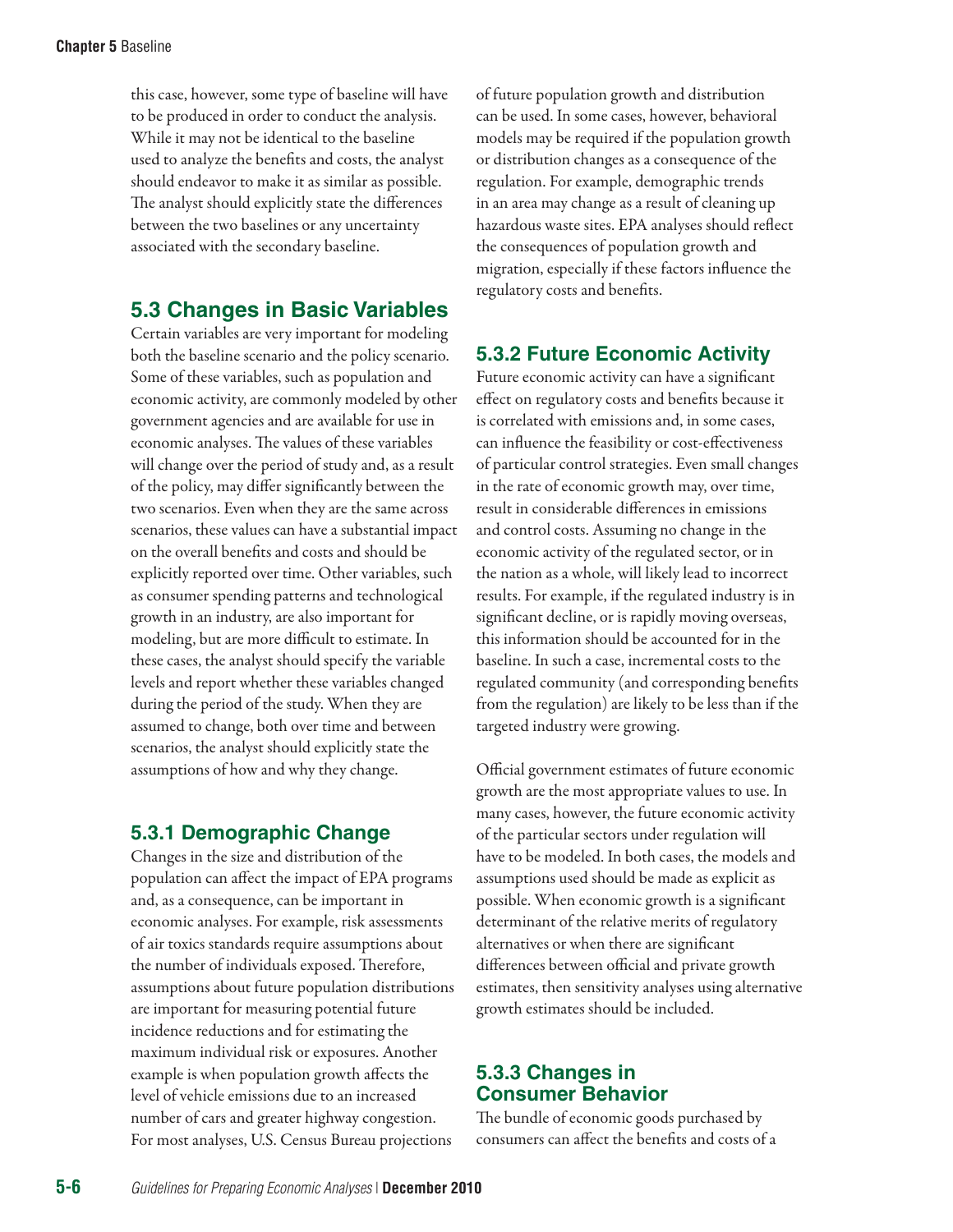this case, however, some type of baseline will have to be produced in order to conduct the analysis. While it may not be identical to the baseline used to analyze the benefits and costs, the analyst should endeavor to make it as similar as possible. The analyst should explicitly state the differences between the two baselines or any uncertainty associated with the secondary baseline.

## 5.3 Changes in Basic Variables

Certain variables are very important for modeling both the baseline scenario and the policy scenario. Some of these variables, such as population and economic activity, are commonly modeled by other government agencies and are available for use in economic analyses. The values of these variables will change over the period of study and, as a result of the policy, may differ significantly between the two scenarios. Even when they are the same across scenarios, these values can have a substantial impact on the overall benefits and costs and should be explicitly reported over time. Other variables, such as consumer spending patterns and technological growth in an industry, are also important for modeling, but are more difficult to estimate. In these cases, the analyst should specify the variable levels and report whether these variables changed during the period of the study. When they are assumed to change, both over time and between scenarios, the analyst should explicitly state the assumptions of how and why they change.

### 5.3.1 Demographic Change

Changes in the size and distribution of the population can affect the impact of EPA programs and, as a consequence, can be important in economic analyses. For example, risk assessments of air toxics standards require assumptions about the number of individuals exposed. Therefore, assumptions about future population distributions are important for measuring potential future incidence reductions and for estimating the maximum individual risk or exposures. Another example is when population growth affects the level of vehicle emissions due to an increased number of cars and greater highway congestion. For most analyses, U.S. Census Bureau projections of future population growth and distribution can be used. In some cases, however, behavioral models may be required if the population growth or distribution changes as a consequence of the regulation. For example, demographic trends in an area may change as a result of cleaning up hazardous waste sites. EPA analyses should reflect the consequences of population growth and migration, especially if these factors influence the regulatory costs and benefits.

### 5.3.2 Future Economic Activity

Future economic activity can have a significant effect on regulatory costs and benefits because it is correlated with emissions and, in some cases, can influence the feasibility or cost-effectiveness of particular control strategies. Even small changes in the rate of economic growth may, over time, result in considerable differences in emissions and control costs. Assuming no change in the economic activity of the regulated sector, or in the nation as a whole, will likely lead to incorrect results. For example, if the regulated industry is in significant decline, or is rapidly moving overseas, this information should be accounted for in the baseline. In such a case, incremental costs to the regulated community (and corresponding benefits from the regulation) are likely to be less than if the targeted industry were growing.

Official government estimates of future economic growth are the most appropriate values to use. In many cases, however, the future economic activity of the particular sectors under regulation will have to be modeled. In both cases, the models and assumptions used should be made as explicit as possible. When economic growth is a significant determinant of the relative merits of regulatory alternatives or when there are significant differences between official and private growth estimates, then sensitivity analyses using alternative growth estimates should be included.

### 5.3.3 Changes in Consumer Behavior

The bundle of economic goods purchased by consumers can affect the benefits and costs of a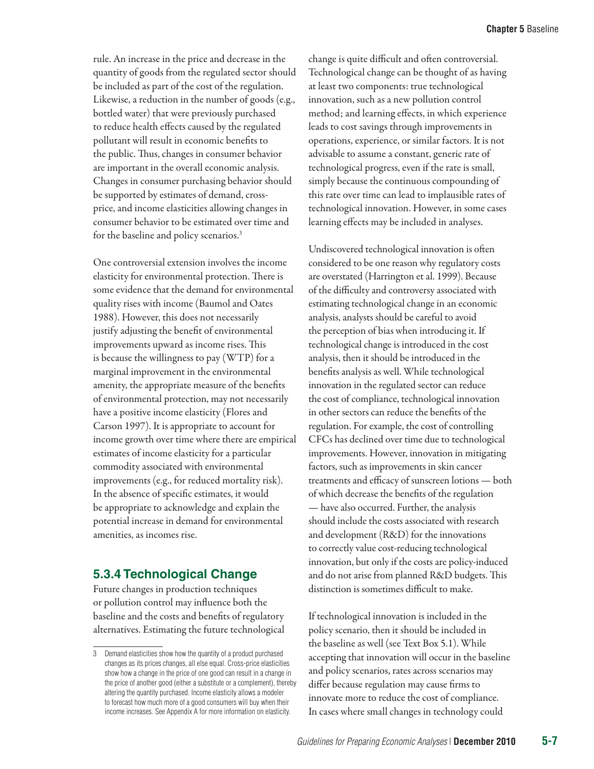rule. An increase in the price and decrease in the quantity of goods from the regulated sector should be included as part of the cost of the regulation. Likewise, a reduction in the number of goods (e.g., bottled water) that were previously purchased to reduce health effects caused by the regulated pollutant will result in economic benefits to the public. Thus, changes in consumer behavior are important in the overall economic analysis. Changes in consumer purchasing behavior should be supported by estimates of demand, cross-price, and income elasticities allowing changes in consumer behavior to be estimated over time and for the baseline and policy scenarios.[3]

One controversial extension involves the income elasticity for environmental protection. There is some evidence that the demand for environmental quality rises with income (Baumol and Oates 1988). However, this does not necessarily justify adjusting the benefit of environmental improvements upward as income rises. This is because the willingness to pay (WTP) for a marginal improvement in the environmental amenity, the appropriate measure of the benefits of environmental protection, may not necessarily have a positive income elasticity (Flores and Carson 1997). It is appropriate to account for income growth over time where there are empirical estimates of income elasticity for a particular commodity associated with environmental improvements (e.g., for reduced mortality risk). In the absence of specific estimates, it would be appropriate to acknowledge and explain the potential increase in demand for environmental amenities, as incomes rise.

### 5.3.4 Technological Change

Future changes in production techniques or pollution control may influence both the baseline and the costs and benefits of regulatory alternatives. Estimating the future technological change is quite difficult and often controversial. Technological change can be thought of as having at least two components: true technological innovation, such as a new pollution control method; and learning effects, in which experience leads to cost savings through improvements in operations, experience, or similar factors. It is not advisable to assume a constant, generic rate of technological progress, even if the rate is small, simply because the continuous compounding of this rate over time can lead to implausible rates of technological innovation. However, in some cases learning effects may be included in analyses.

Undiscovered technological innovation is often considered to be one reason why regulatory costs are overstated (Harrington et al. 1999). Because of the difficulty and controversy associated with estimating technological change in an economic analysis, analysts should be careful to avoid the perception of bias when introducing it. If technological change is introduced in the cost analysis, then it should be introduced in the benefits analysis as well. While technological innovation in the regulated sector can reduce the cost of compliance, technological innovation in other sectors can reduce the benefits of the regulation. For example, the cost of controlling CFCs has declined over time due to technological improvements. However, innovation in mitigating factors, such as improvements in skin cancer treatments and efficacy of sunscreen lotions — both of which decrease the benefits of the regulation — have also occurred. Further, the analysis should include the costs associated with research and development (R&D) for the innovations to correctly value cost-reducing technological innovation, but only if the costs are policy-induced and do not arise from planned R&D budgets. This distinction is sometimes difficult to make.

If technological innovation is included in the policy scenario, then it should be included in the baseline as well (see Text Box 5.1). While accepting that innovation will occur in the baseline and policy scenarios, rates across scenarios may differ because regulation may cause firms to innovate more to reduce the cost of compliance. In cases where small changes in technology could

---

[3] Demand elasticities show how the quantity of a product purchased changes as its prices changes, all else equal. Cross-price elasticities show how a change in the price of one good can result in a change in the price of another good (either a substitute or a complement), thereby altering the quantity purchased. Income elasticity allows a modeler to forecast how much more of a good consumers will buy when their income increases. See Appendix A for more information on elasticity.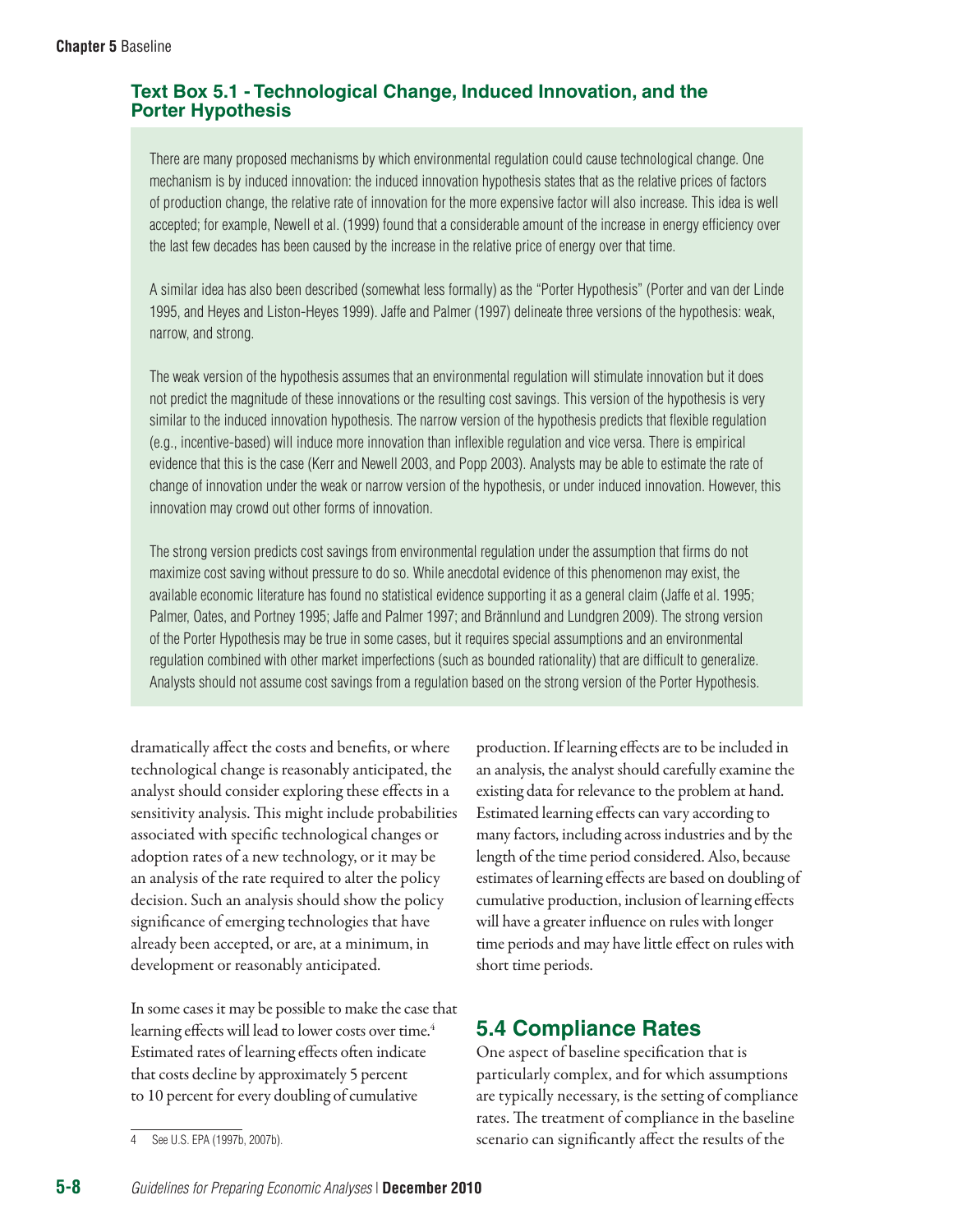### Text Box 5.1 - Technological Change, Induced Innovation, and the Porter Hypothesis

There are many proposed mechanisms by which environmental regulation could cause technological change. One mechanism is by induced innovation: the induced innovation hypothesis states that as the relative prices of factors of production change, the relative rate of innovation for the more expensive factor will also increase. This idea is well accepted; for example, Newell et al. (1999) found that a considerable amount of the increase in energy efficiency over the last few decades has been caused by the increase in the relative price of energy over that time.

A similar idea has also been described (somewhat less formally) as the "Porter Hypothesis" (Porter and van der Linde 1995, and Heyes and Liston-Heyes 1999). Jaffe and Palmer (1997) delineate three versions of the hypothesis: weak, narrow, and strong.

The weak version of the hypothesis assumes that an environmental regulation will stimulate innovation but it does not predict the magnitude of these innovations or the resulting cost savings. This version of the hypothesis is very similar to the induced innovation hypothesis. The narrow version of the hypothesis predicts that flexible regulation (e.g., incentive-based) will induce more innovation than inflexible regulation and vice versa. There is empirical evidence that this is the case (Kerr and Newell 2003, and Popp 2003). Analysts may be able to estimate the rate of change of innovation under the weak or narrow version of the hypothesis, or under induced innovation. However, this innovation may crowd out other forms of innovation.

The strong version predicts cost savings from environmental regulation under the assumption that firms do not maximize cost saving without pressure to do so. While anecdotal evidence of this phenomenon may exist, the available economic literature has found no statistical evidence supporting it as a general claim (Jaffe et al. 1995; Palmer, Oates, and Portney 1995; Jaffe and Palmer 1997; and Brännlund and Lundgren 2009). The strong version of the Porter Hypothesis may be true in some cases, but it requires special assumptions and an environmental regulation combined with other market imperfections (such as bounded rationality) that are difficult to generalize. Analysts should not assume cost savings from a regulation based on the strong version of the Porter Hypothesis.

dramatically affect the costs and benefits, or where technological change is reasonably anticipated, the analyst should consider exploring these effects in a sensitivity analysis. This might include probabilities associated with specific technological changes or adoption rates of a new technology, or it may be an analysis of the rate required to alter the policy decision. Such an analysis should show the policy significance of emerging technologies that have already been accepted, or are, at a minimum, in development or reasonably anticipated.

In some cases it may be possible to make the case that learning effects will lead to lower costs over time.[4] Estimated rates of learning effects often indicate that costs decline by approximately 5 percent to 10 percent for every doubling of cumulative production. If learning effects are to be included in an analysis, the analyst should carefully examine the existing data for relevance to the problem at hand. Estimated learning effects can vary according to many factors, including across industries and by the length of the time period considered. Also, because estimates of learning effects are based on doubling of cumulative production, inclusion of learning effects will have a greater influence on rules with longer time periods and may have little effect on rules with short time periods.

## 5.4 Compliance Rates

One aspect of baseline specification that is particularly complex, and for which assumptions are typically necessary, is the setting of compliance rates. The treatment of compliance in the baseline scenario can significantly affect the results of the

[4] See U.S. EPA (1997b, 2007b).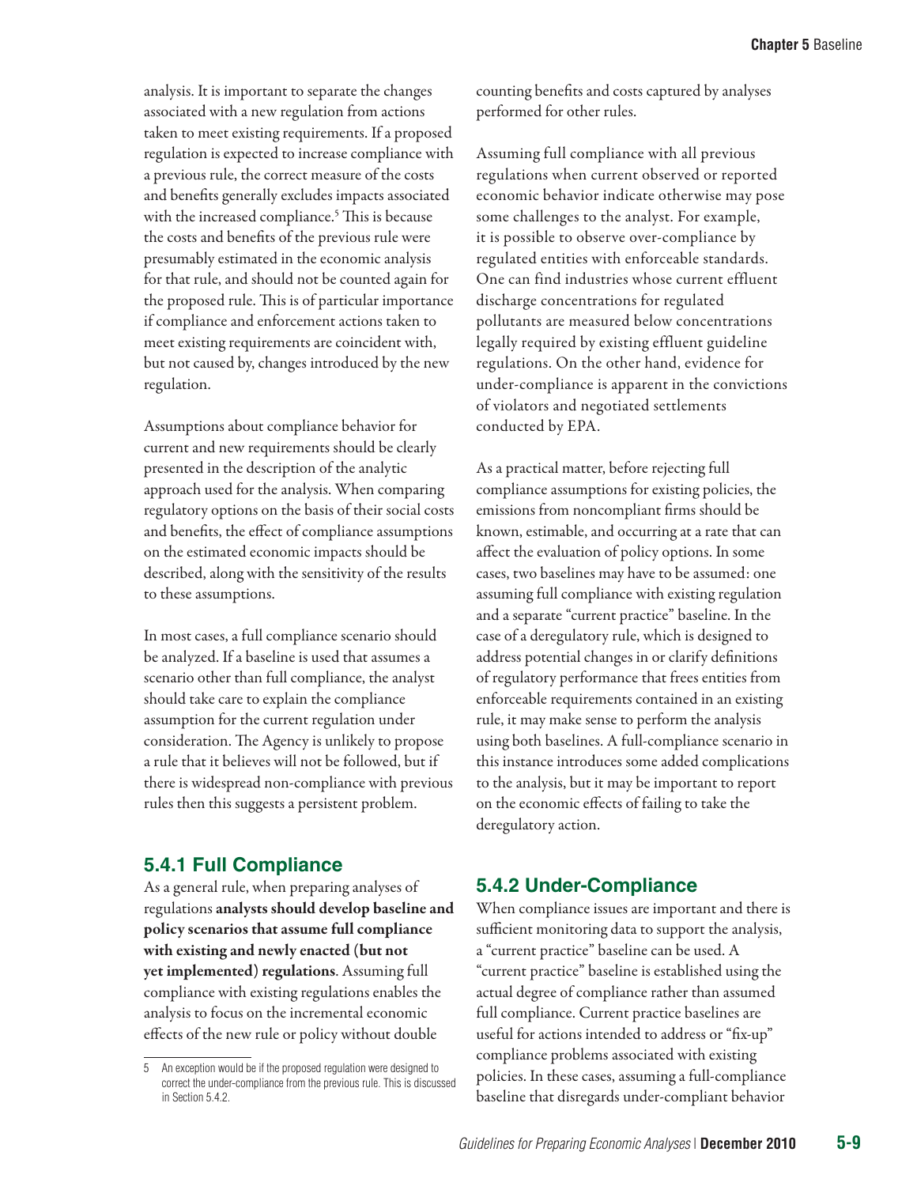analysis. It is important to separate the changes associated with a new regulation from actions taken to meet existing requirements. If a proposed regulation is expected to increase compliance with a previous rule, the correct measure of the costs and benefits generally excludes impacts associated with the increased compliance.[5] This is because the costs and benefits of the previous rule were presumably estimated in the economic analysis for that rule, and should not be counted again for the proposed rule. This is of particular importance if compliance and enforcement actions taken to meet existing requirements are coincident with, but not caused by, changes introduced by the new regulation.

Assumptions about compliance behavior for current and new requirements should be clearly presented in the description of the analytic approach used for the analysis. When comparing regulatory options on the basis of their social costs and benefits, the effect of compliance assumptions on the estimated economic impacts should be described, along with the sensitivity of the results to these assumptions.

In most cases, a full compliance scenario should be analyzed. If a baseline is used that assumes a scenario other than full compliance, the analyst should take care to explain the compliance assumption for the current regulation under consideration. The Agency is unlikely to propose a rule that it believes will not be followed, but if there is widespread non-compliance with previous rules then this suggests a persistent problem.

### 5.4.1 Full Compliance

As a general rule, when preparing analyses of regulations **analysts should develop baseline and policy scenarios that assume full compliance with existing and newly enacted (but not yet implemented) regulations**. Assuming full compliance with existing regulations enables the analysis to focus on the incremental economic effects of the new rule or policy without double counting benefits and costs captured by analyses performed for other rules.

Assuming full compliance with all previous regulations when current observed or reported economic behavior indicate otherwise may pose some challenges to the analyst. For example, it is possible to observe over-compliance by regulated entities with enforceable standards. One can find industries whose current effluent discharge concentrations for regulated pollutants are measured below concentrations legally required by existing effluent guideline regulations. On the other hand, evidence for under-compliance is apparent in the convictions of violators and negotiated settlements conducted by EPA.

As a practical matter, before rejecting full compliance assumptions for existing policies, the emissions from noncompliant firms should be known, estimable, and occurring at a rate that can affect the evaluation of policy options. In some cases, two baselines may have to be assumed: one assuming full compliance with existing regulation and a separate "current practice" baseline. In the case of a deregulatory rule, which is designed to address potential changes in or clarify definitions of regulatory performance that frees entities from enforceable requirements contained in an existing rule, it may make sense to perform the analysis using both baselines. A full-compliance scenario in this instance introduces some added complications to the analysis, but it may be important to report on the economic effects of failing to take the deregulatory action.

### 5.4.2 Under-Compliance

When compliance issues are important and there is sufficient monitoring data to support the analysis, a "current practice" baseline can be used. A "current practice" baseline is established using the actual degree of compliance rather than assumed full compliance. Current practice baselines are useful for actions intended to address or "fix-up" compliance problems associated with existing policies. In these cases, assuming a full-compliance baseline that disregards under-compliant behavior

---

[5] An exception would be if the proposed regulation were designed to correct the under-compliance from the previous rule. This is discussed in Section 5.4.2.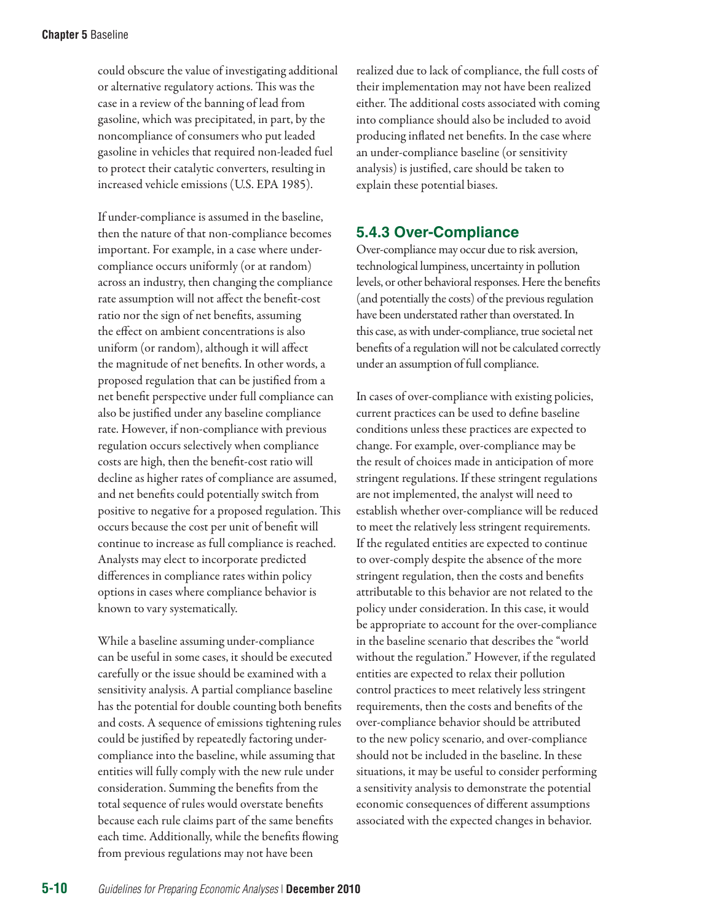could obscure the value of investigating additional or alternative regulatory actions. This was the case in a review of the banning of lead from gasoline, which was precipitated, in part, by the noncompliance of consumers who put leaded gasoline in vehicles that required non-leaded fuel to protect their catalytic converters, resulting in increased vehicle emissions (U.S. EPA 1985).

If under-compliance is assumed in the baseline, then the nature of that non-compliance becomes important. For example, in a case where under-compliance occurs uniformly (or at random) across an industry, then changing the compliance rate assumption will not affect the benefit-cost ratio nor the sign of net benefits, assuming the effect on ambient concentrations is also uniform (or random), although it will affect the magnitude of net benefits. In other words, a proposed regulation that can be justified from a net benefit perspective under full compliance can also be justified under any baseline compliance rate. However, if non-compliance with previous regulation occurs selectively when compliance costs are high, then the benefit-cost ratio will decline as higher rates of compliance are assumed, and net benefits could potentially switch from positive to negative for a proposed regulation. This occurs because the cost per unit of benefit will continue to increase as full compliance is reached. Analysts may elect to incorporate predicted differences in compliance rates within policy options in cases where compliance behavior is known to vary systematically.

While a baseline assuming under-compliance can be useful in some cases, it should be executed carefully or the issue should be examined with a sensitivity analysis. A partial compliance baseline has the potential for double counting both benefits and costs. A sequence of emissions tightening rules could be justified by repeatedly factoring under-compliance into the baseline, while assuming that entities will fully comply with the new rule under consideration. Summing the benefits from the total sequence of rules would overstate benefits because each rule claims part of the same benefits each time. Additionally, while the benefits flowing from previous regulations may not have been realized due to lack of compliance, the full costs of their implementation may not have been realized either. The additional costs associated with coming into compliance should also be included to avoid producing inflated net benefits. In the case where an under-compliance baseline (or sensitivity analysis) is justified, care should be taken to explain these potential biases.

### 5.4.3 Over-Compliance

Over-compliance may occur due to risk aversion, technological lumpiness, uncertainty in pollution levels, or other behavioral responses. Here the benefits (and potentially the costs) of the previous regulation have been understated rather than overstated. In this case, as with under-compliance, true societal net benefits of a regulation will not be calculated correctly under an assumption of full compliance.

In cases of over-compliance with existing policies, current practices can be used to define baseline conditions unless these practices are expected to change. For example, over-compliance may be the result of choices made in anticipation of more stringent regulations. If these stringent regulations are not implemented, the analyst will need to establish whether over-compliance will be reduced to meet the relatively less stringent requirements. If the regulated entities are expected to continue to over-comply despite the absence of the more stringent regulation, then the costs and benefits attributable to this behavior are not related to the policy under consideration. In this case, it would be appropriate to account for the over-compliance in the baseline scenario that describes the "world without the regulation." However, if the regulated entities are expected to relax their pollution control practices to meet relatively less stringent requirements, then the costs and benefits of the over-compliance behavior should be attributed to the new policy scenario, and over-compliance should not be included in the baseline. In these situations, it may be useful to consider performing a sensitivity analysis to demonstrate the potential economic consequences of different assumptions associated with the expected changes in behavior.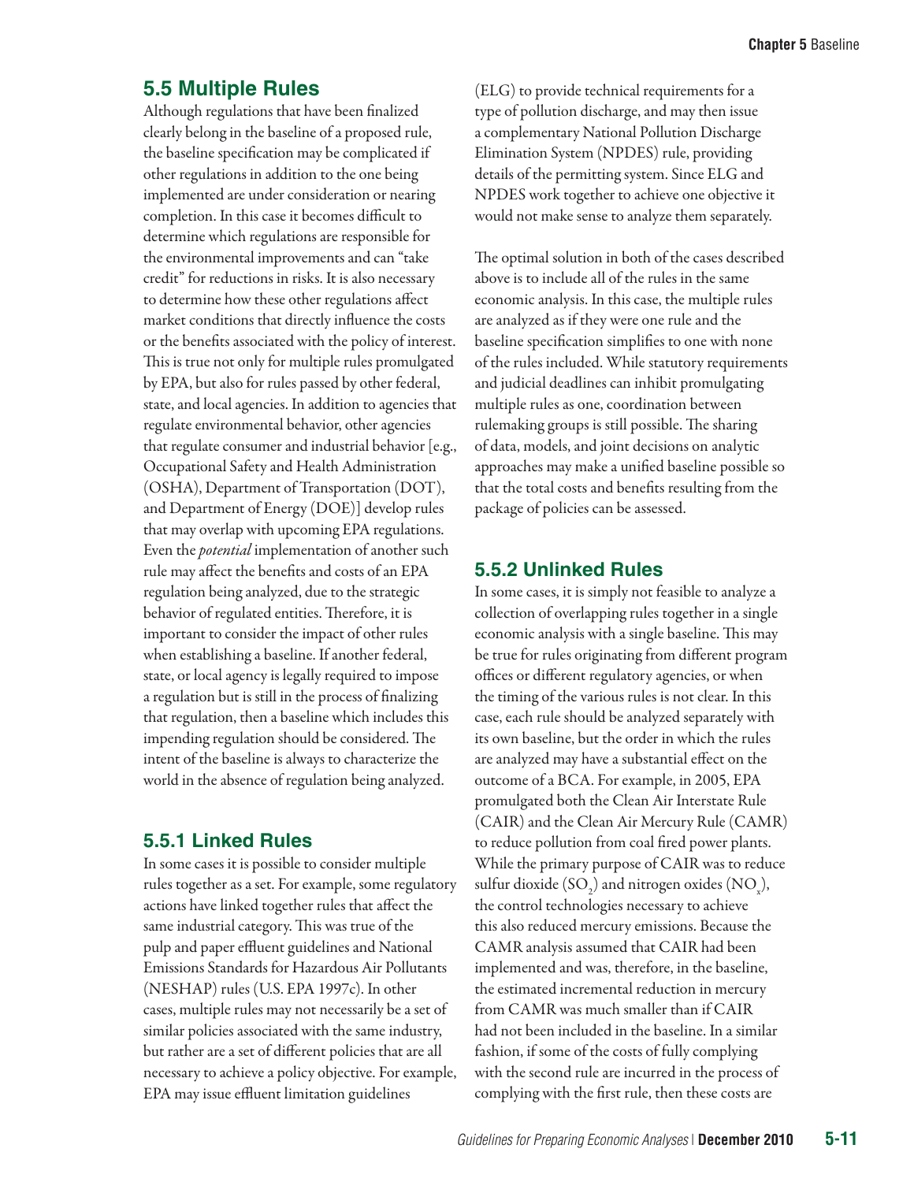## 5.5 Multiple Rules

Although regulations that have been finalized clearly belong in the baseline of a proposed rule, the baseline specification may be complicated if other regulations in addition to the one being implemented are under consideration or nearing completion. In this case it becomes difficult to determine which regulations are responsible for the environmental improvements and can "take credit" for reductions in risks. It is also necessary to determine how these other regulations affect market conditions that directly influence the costs or the benefits associated with the policy of interest. This is true not only for multiple rules promulgated by EPA, but also for rules passed by other federal, state, and local agencies. In addition to agencies that regulate environmental behavior, other agencies that regulate consumer and industrial behavior [e.g., Occupational Safety and Health Administration (OSHA), Department of Transportation (DOT), and Department of Energy (DOE)] develop rules that may overlap with upcoming EPA regulations. Even the *potential* implementation of another such rule may affect the benefits and costs of an EPA regulation being analyzed, due to the strategic behavior of regulated entities. Therefore, it is important to consider the impact of other rules when establishing a baseline. If another federal, state, or local agency is legally required to impose a regulation but is still in the process of finalizing that regulation, then a baseline which includes this impending regulation should be considered. The intent of the baseline is always to characterize the world in the absence of regulation being analyzed.

### 5.5.1 Linked Rules

In some cases it is possible to consider multiple rules together as a set. For example, some regulatory actions have linked together rules that affect the same industrial category. This was true of the pulp and paper effluent guidelines and National Emissions Standards for Hazardous Air Pollutants (NESHAP) rules (U.S. EPA 1997c). In other cases, multiple rules may not necessarily be a set of similar policies associated with the same industry, but rather are a set of different policies that are all necessary to achieve a policy objective. For example, EPA may issue effluent limitation guidelines (ELG) to provide technical requirements for a type of pollution discharge, and may then issue a complementary National Pollution Discharge Elimination System (NPDES) rule, providing details of the permitting system. Since ELG and NPDES work together to achieve one objective it would not make sense to analyze them separately.

The optimal solution in both of the cases described above is to include all of the rules in the same economic analysis. In this case, the multiple rules are analyzed as if they were one rule and the baseline specification simplifies to one with none of the rules included. While statutory requirements and judicial deadlines can inhibit promulgating multiple rules as one, coordination between rulemaking groups is still possible. The sharing of data, models, and joint decisions on analytic approaches may make a unified baseline possible so that the total costs and benefits resulting from the package of policies can be assessed.

### 5.5.2 Unlinked Rules

In some cases, it is simply not feasible to analyze a collection of overlapping rules together in a single economic analysis with a single baseline. This may be true for rules originating from different program offices or different regulatory agencies, or when the timing of the various rules is not clear. In this case, each rule should be analyzed separately with its own baseline, but the order in which the rules are analyzed may have a substantial effect on the outcome of a BCA. For example, in 2005, EPA promulgated both the Clean Air Interstate Rule (CAIR) and the Clean Air Mercury Rule (CAMR) to reduce pollution from coal fired power plants. While the primary purpose of CAIR was to reduce sulfur dioxide ($SO_2$) and nitrogen oxides ($NO_x$), the control technologies necessary to achieve this also reduced mercury emissions. Because the CAMR analysis assumed that CAIR had been implemented and was, therefore, in the baseline, the estimated incremental reduction in mercury from CAMR was much smaller than if CAIR had not been included in the baseline. In a similar fashion, if some of the costs of fully complying with the second rule are incurred in the process of complying with the first rule, then these costs are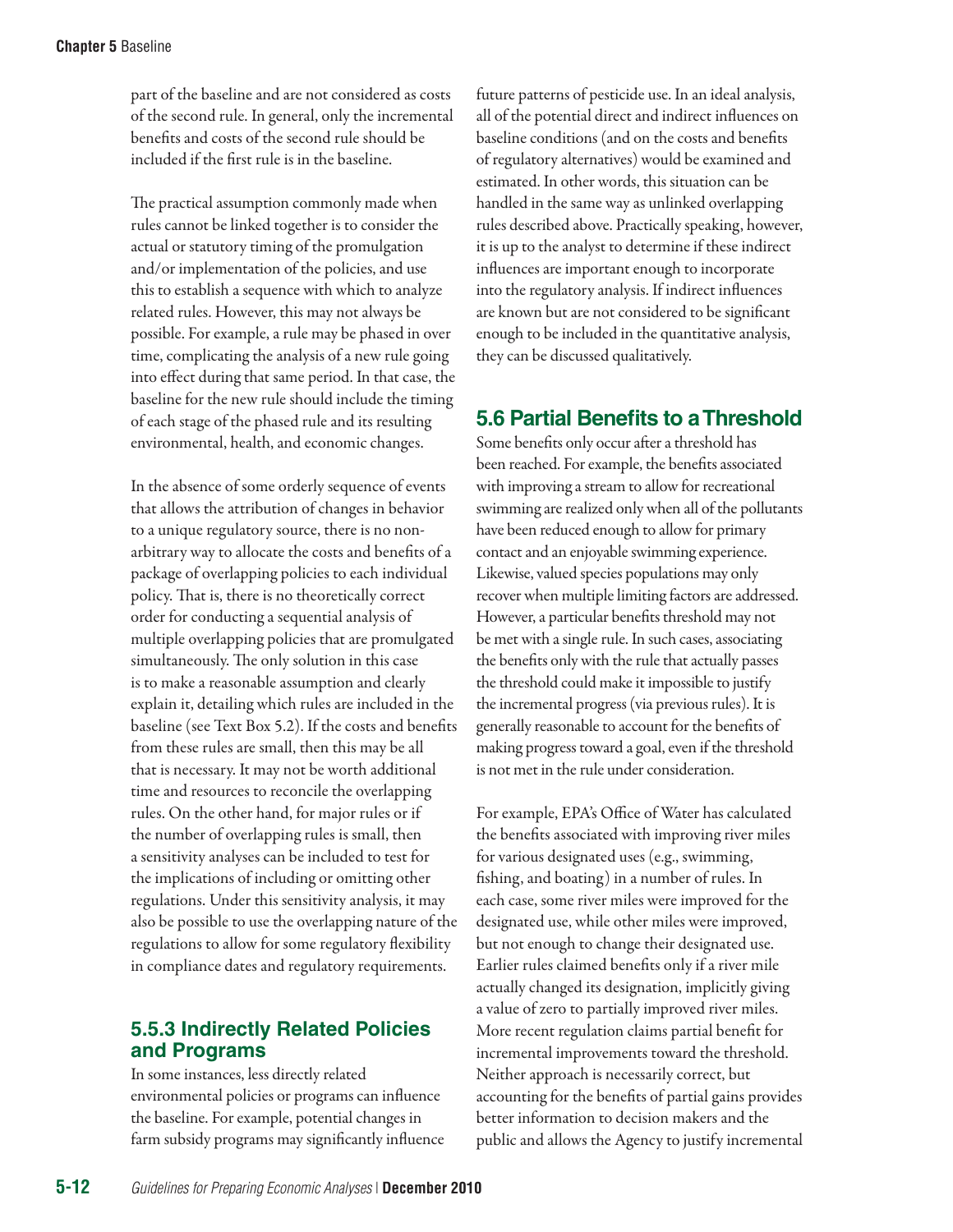part of the baseline and are not considered as costs of the second rule. In general, only the incremental benefits and costs of the second rule should be included if the first rule is in the baseline.

The practical assumption commonly made when rules cannot be linked together is to consider the actual or statutory timing of the promulgation and/or implementation of the policies, and use this to establish a sequence with which to analyze related rules. However, this may not always be possible. For example, a rule may be phased in over time, complicating the analysis of a new rule going into effect during that same period. In that case, the baseline for the new rule should include the timing of each stage of the phased rule and its resulting environmental, health, and economic changes.

In the absence of some orderly sequence of events that allows the attribution of changes in behavior to a unique regulatory source, there is no non-arbitrary way to allocate the costs and benefits of a package of overlapping policies to each individual policy. That is, there is no theoretically correct order for conducting a sequential analysis of multiple overlapping policies that are promulgated simultaneously. The only solution in this case is to make a reasonable assumption and clearly explain it, detailing which rules are included in the baseline (see Text Box 5.2). If the costs and benefits from these rules are small, then this may be all that is necessary. It may not be worth additional time and resources to reconcile the overlapping rules. On the other hand, for major rules or if the number of overlapping rules is small, then a sensitivity analyses can be included to test for the implications of including or omitting other regulations. Under this sensitivity analysis, it may also be possible to use the overlapping nature of the regulations to allow for some regulatory flexibility in compliance dates and regulatory requirements.

### 5.5.3 Indirectly Related Policies and Programs

In some instances, less directly related environmental policies or programs can influence the baseline. For example, potential changes in farm subsidy programs may significantly influence future patterns of pesticide use. In an ideal analysis, all of the potential direct and indirect influences on baseline conditions (and on the costs and benefits of regulatory alternatives) would be examined and estimated. In other words, this situation can be handled in the same way as unlinked overlapping rules described above. Practically speaking, however, it is up to the analyst to determine if these indirect influences are important enough to incorporate into the regulatory analysis. If indirect influences are known but are not considered to be significant enough to be included in the quantitative analysis, they can be discussed qualitatively.

## 5.6 Partial Benefits to a Threshold

Some benefits only occur after a threshold has been reached. For example, the benefits associated with improving a stream to allow for recreational swimming are realized only when all of the pollutants have been reduced enough to allow for primary contact and an enjoyable swimming experience. Likewise, valued species populations may only recover when multiple limiting factors are addressed. However, a particular benefits threshold may not be met with a single rule. In such cases, associating the benefits only with the rule that actually passes the threshold could make it impossible to justify the incremental progress (via previous rules). It is generally reasonable to account for the benefits of making progress toward a goal, even if the threshold is not met in the rule under consideration.

For example, EPA's Office of Water has calculated the benefits associated with improving river miles for various designated uses (e.g., swimming, fishing, and boating) in a number of rules. In each case, some river miles were improved for the designated use, while other miles were improved, but not enough to change their designated use. Earlier rules claimed benefits only if a river mile actually changed its designation, implicitly giving a value of zero to partially improved river miles. More recent regulation claims partial benefit for incremental improvements toward the threshold. Neither approach is necessarily correct, but accounting for the benefits of partial gains provides better information to decision makers and the public and allows the Agency to justify incremental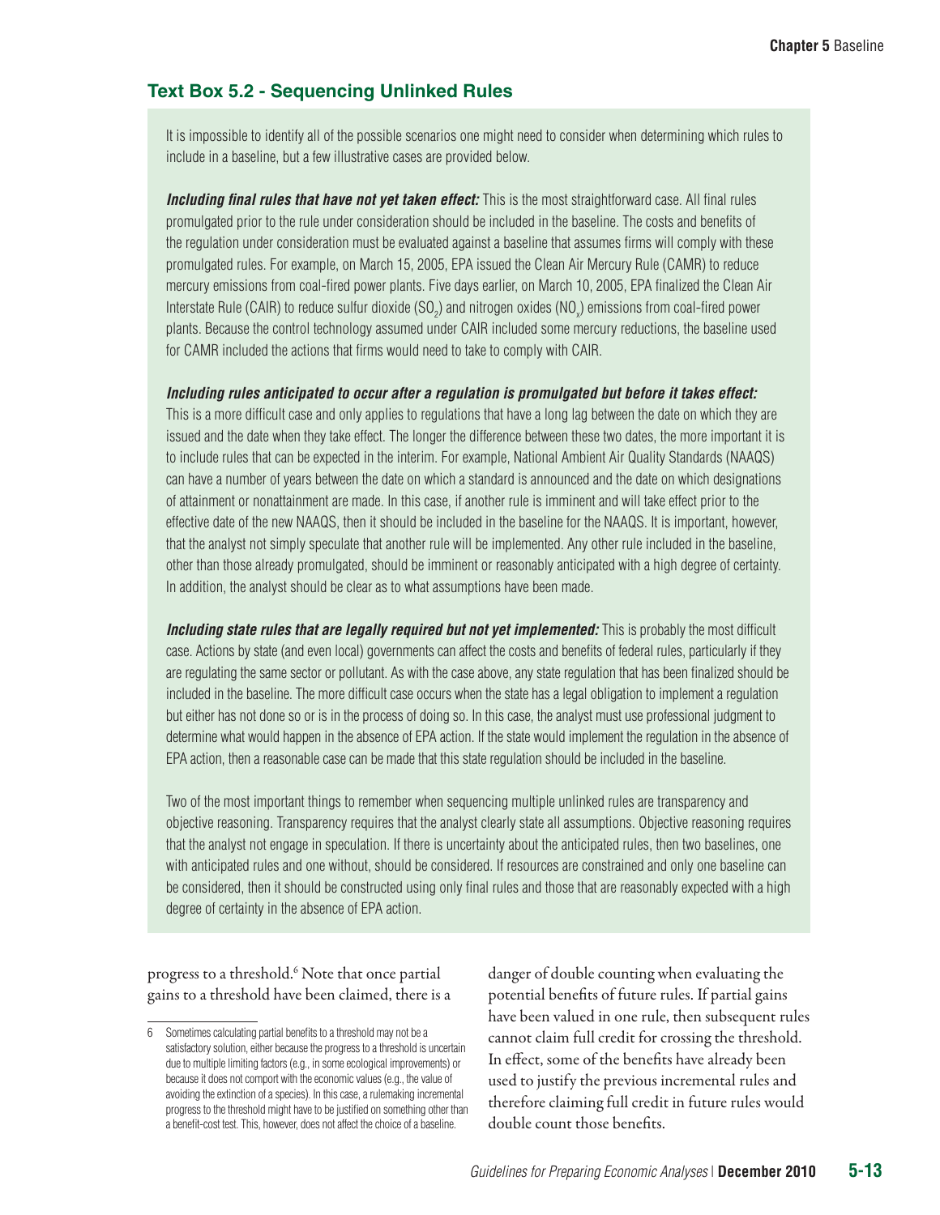### Text Box 5.2 - Sequencing Unlinked Rules

It is impossible to identify all of the possible scenarios one might need to consider when determining which rules to include in a baseline, but a few illustrative cases are provided below.

***Including final rules that have not yet taken effect:*** This is the most straightforward case. All final rules promulgated prior to the rule under consideration should be included in the baseline. The costs and benefits of the regulation under consideration must be evaluated against a baseline that assumes firms will comply with these promulgated rules. For example, on March 15, 2005, EPA issued the Clean Air Mercury Rule (CAMR) to reduce mercury emissions from coal-fired power plants. Five days earlier, on March 10, 2005, EPA finalized the Clean Air Interstate Rule (CAIR) to reduce sulfur dioxide ($SO_2$) and nitrogen oxides ($NO_x$) emissions from coal-fired power plants. Because the control technology assumed under CAIR included some mercury reductions, the baseline used for CAMR included the actions that firms would need to take to comply with CAIR.

***Including rules anticipated to occur after a regulation is promulgated but before it takes effect:*** This is a more difficult case and only applies to regulations that have a long lag between the date on which they are issued and the date when they take effect. The longer the difference between these two dates, the more important it is to include rules that can be expected in the interim. For example, National Ambient Air Quality Standards (NAAQS) can have a number of years between the date on which a standard is announced and the date on which designations of attainment or nonattainment are made. In this case, if another rule is imminent and will take effect prior to the effective date of the new NAAQS, then it should be included in the baseline for the NAAQS. It is important, however, that the analyst not simply speculate that another rule will be implemented. Any other rule included in the baseline, other than those already promulgated, should be imminent or reasonably anticipated with a high degree of certainty. In addition, the analyst should be clear as to what assumptions have been made.

***Including state rules that are legally required but not yet implemented:*** This is probably the most difficult case. Actions by state (and even local) governments can affect the costs and benefits of federal rules, particularly if they are regulating the same sector or pollutant. As with the case above, any state regulation that has been finalized should be included in the baseline. The more difficult case occurs when the state has a legal obligation to implement a regulation but either has not done so or is in the process of doing so. In this case, the analyst must use professional judgment to determine what would happen in the absence of EPA action. If the state would implement the regulation in the absence of EPA action, then a reasonable case can be made that this state regulation should be included in the baseline.

Two of the most important things to remember when sequencing multiple unlinked rules are transparency and objective reasoning. Transparency requires that the analyst clearly state all assumptions. Objective reasoning requires that the analyst not engage in speculation. If there is uncertainty about the anticipated rules, then two baselines, one with anticipated rules and one without, should be considered. If resources are constrained and only one baseline can be considered, then it should be constructed using only final rules and those that are reasonably expected with a high degree of certainty in the absence of EPA action.

progress to a threshold.[6] Note that once partial gains to a threshold have been claimed, there is a danger of double counting when evaluating the potential benefits of future rules. If partial gains have been valued in one rule, then subsequent rules cannot claim full credit for crossing the threshold. In effect, some of the benefits have already been used to justify the previous incremental rules and therefore claiming full credit in future rules would double count those benefits.

6 Sometimes calculating partial benefits to a threshold may not be a satisfactory solution, either because the progress to a threshold is uncertain due to multiple limiting factors (e.g., in some ecological improvements) or because it does not comport with the economic values (e.g., the value of avoiding the extinction of a species). In this case, a rulemaking incremental progress to the threshold might have to be justified on something other than a benefit-cost test. This, however, does not affect the choice of a baseline.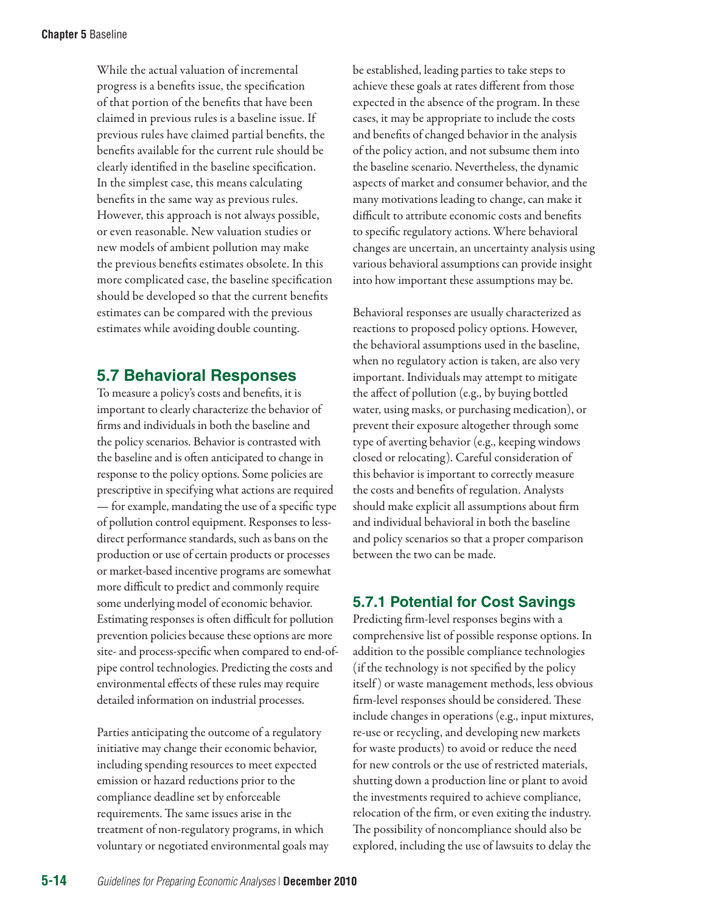While the actual valuation of incremental progress is a benefits issue, the specification of that portion of the benefits that have been claimed in previous rules is a baseline issue. If previous rules have claimed partial benefits, the benefits available for the current rule should be clearly identified in the baseline specification. In the simplest case, this means calculating benefits in the same way as previous rules. However, this approach is not always possible, or even reasonable. New valuation studies or new models of ambient pollution may make the previous benefits estimates obsolete. In this more complicated case, the baseline specification should be developed so that the current benefits estimates can be compared with the previous estimates while avoiding double counting.

## 5.7 Behavioral Responses

To measure a policy's costs and benefits, it is important to clearly characterize the behavior of firms and individuals in both the baseline and the policy scenarios. Behavior is contrasted with the baseline and is often anticipated to change in response to the policy options. Some policies are prescriptive in specifying what actions are required — for example, mandating the use of a specific type of pollution control equipment. Responses to less-direct performance standards, such as bans on the production or use of certain products or processes or market-based incentive programs are somewhat more difficult to predict and commonly require some underlying model of economic behavior. Estimating responses is often difficult for pollution prevention policies because these options are more site- and process-specific when compared to end-of-pipe control technologies. Predicting the costs and environmental effects of these rules may require detailed information on industrial processes.

Parties anticipating the outcome of a regulatory initiative may change their economic behavior, including spending resources to meet expected emission or hazard reductions prior to the compliance deadline set by enforceable requirements. The same issues arise in the treatment of non-regulatory programs, in which voluntary or negotiated environmental goals may be established, leading parties to take steps to achieve these goals at rates different from those expected in the absence of the program. In these cases, it may be appropriate to include the costs and benefits of changed behavior in the analysis of the policy action, and not subsume them into the baseline scenario. Nevertheless, the dynamic aspects of market and consumer behavior, and the many motivations leading to change, can make it difficult to attribute economic costs and benefits to specific regulatory actions. Where behavioral changes are uncertain, an uncertainty analysis using various behavioral assumptions can provide insight into how important these assumptions may be.

Behavioral responses are usually characterized as reactions to proposed policy options. However, the behavioral assumptions used in the baseline, when no regulatory action is taken, are also very important. Individuals may attempt to mitigate the affect of pollution (e.g., by buying bottled water, using masks, or purchasing medication), or prevent their exposure altogether through some type of averting behavior (e.g., keeping windows closed or relocating). Careful consideration of this behavior is important to correctly measure the costs and benefits of regulation. Analysts should make explicit all assumptions about firm and individual behavioral in both the baseline and policy scenarios so that a proper comparison between the two can be made.

### 5.7.1 Potential for Cost Savings

Predicting firm-level responses begins with a comprehensive list of possible response options. In addition to the possible compliance technologies (if the technology is not specified by the policy itself) or waste management methods, less obvious firm-level responses should be considered. These include changes in operations (e.g., input mixtures, re-use or recycling, and developing new markets for waste products) to avoid or reduce the need for new controls or the use of restricted materials, shutting down a production line or plant to avoid the investments required to achieve compliance, relocation of the firm, or even exiting the industry. The possibility of noncompliance should also be explored, including the use of lawsuits to delay the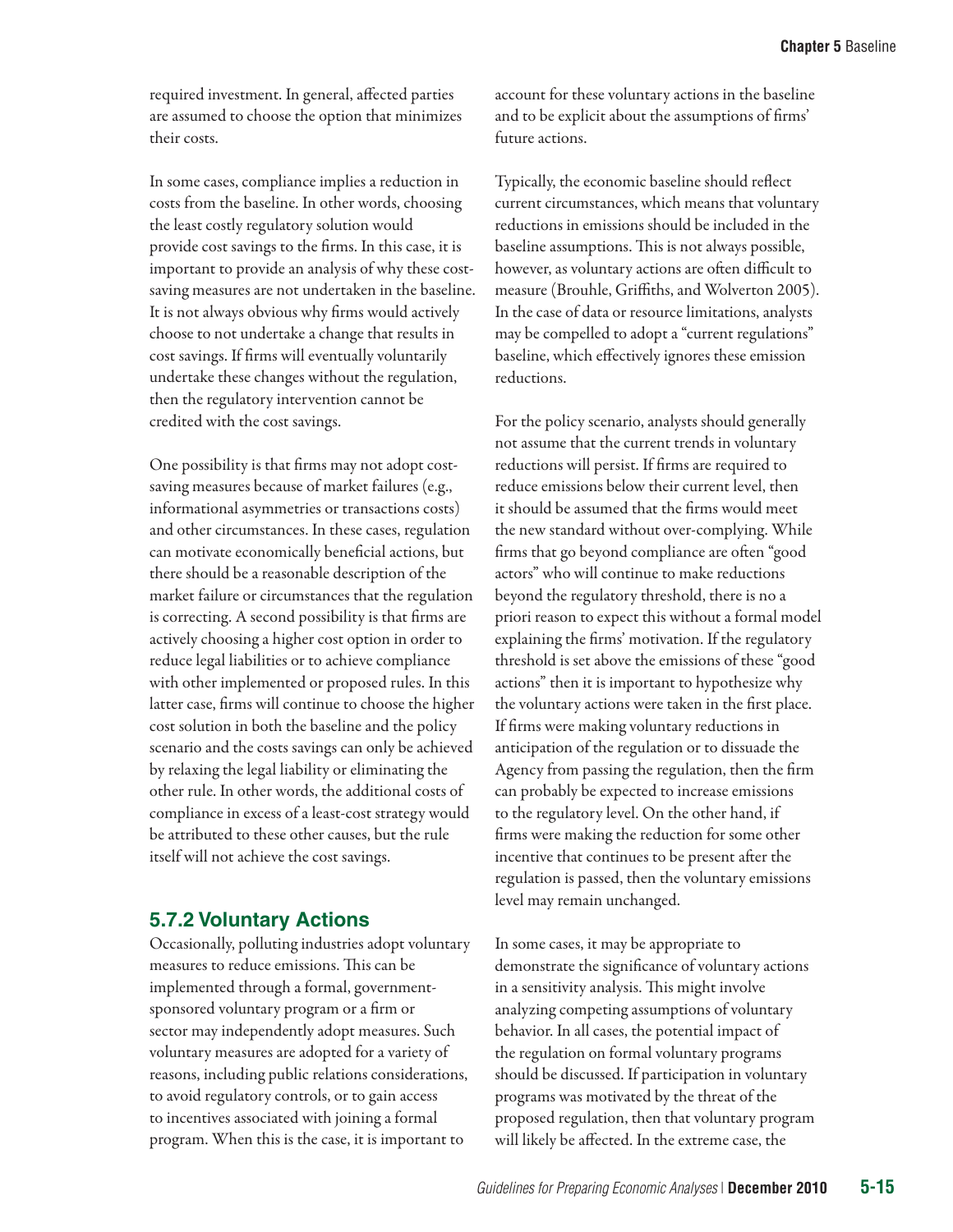required investment. In general, affected parties are assumed to choose the option that minimizes their costs.

In some cases, compliance implies a reduction in costs from the baseline. In other words, choosing the least costly regulatory solution would provide cost savings to the firms. In this case, it is important to provide an analysis of why these cost-saving measures are not undertaken in the baseline. It is not always obvious why firms would actively choose to not undertake a change that results in cost savings. If firms will eventually voluntarily undertake these changes without the regulation, then the regulatory intervention cannot be credited with the cost savings.

One possibility is that firms may not adopt cost-saving measures because of market failures (e.g., informational asymmetries or transactions costs) and other circumstances. In these cases, regulation can motivate economically beneficial actions, but there should be a reasonable description of the market failure or circumstances that the regulation is correcting. A second possibility is that firms are actively choosing a higher cost option in order to reduce legal liabilities or to achieve compliance with other implemented or proposed rules. In this latter case, firms will continue to choose the higher cost solution in both the baseline and the policy scenario and the costs savings can only be achieved by relaxing the legal liability or eliminating the other rule. In other words, the additional costs of compliance in excess of a least-cost strategy would be attributed to these other causes, but the rule itself will not achieve the cost savings.

### 5.7.2 Voluntary Actions

Occasionally, polluting industries adopt voluntary measures to reduce emissions. This can be implemented through a formal, government-sponsored voluntary program or a firm or sector may independently adopt measures. Such voluntary measures are adopted for a variety of reasons, including public relations considerations, to avoid regulatory controls, or to gain access to incentives associated with joining a formal program. When this is the case, it is important to account for these voluntary actions in the baseline and to be explicit about the assumptions of firms' future actions.

Typically, the economic baseline should reflect current circumstances, which means that voluntary reductions in emissions should be included in the baseline assumptions. This is not always possible, however, as voluntary actions are often difficult to measure (Brouhle, Griffiths, and Wolverton 2005). In the case of data or resource limitations, analysts may be compelled to adopt a "current regulations" baseline, which effectively ignores these emission reductions.

For the policy scenario, analysts should generally not assume that the current trends in voluntary reductions will persist. If firms are required to reduce emissions below their current level, then it should be assumed that the firms would meet the new standard without over-complying. While firms that go beyond compliance are often "good actors" who will continue to make reductions beyond the regulatory threshold, there is no a priori reason to expect this without a formal model explaining the firms' motivation. If the regulatory threshold is set above the emissions of these "good actions" then it is important to hypothesize why the voluntary actions were taken in the first place. If firms were making voluntary reductions in anticipation of the regulation or to dissuade the Agency from passing the regulation, then the firm can probably be expected to increase emissions to the regulatory level. On the other hand, if firms were making the reduction for some other incentive that continues to be present after the regulation is passed, then the voluntary emissions level may remain unchanged.

In some cases, it may be appropriate to demonstrate the significance of voluntary actions in a sensitivity analysis. This might involve analyzing competing assumptions of voluntary behavior. In all cases, the potential impact of the regulation on formal voluntary programs should be discussed. If participation in voluntary programs was motivated by the threat of the proposed regulation, then that voluntary program will likely be affected. In the extreme case, the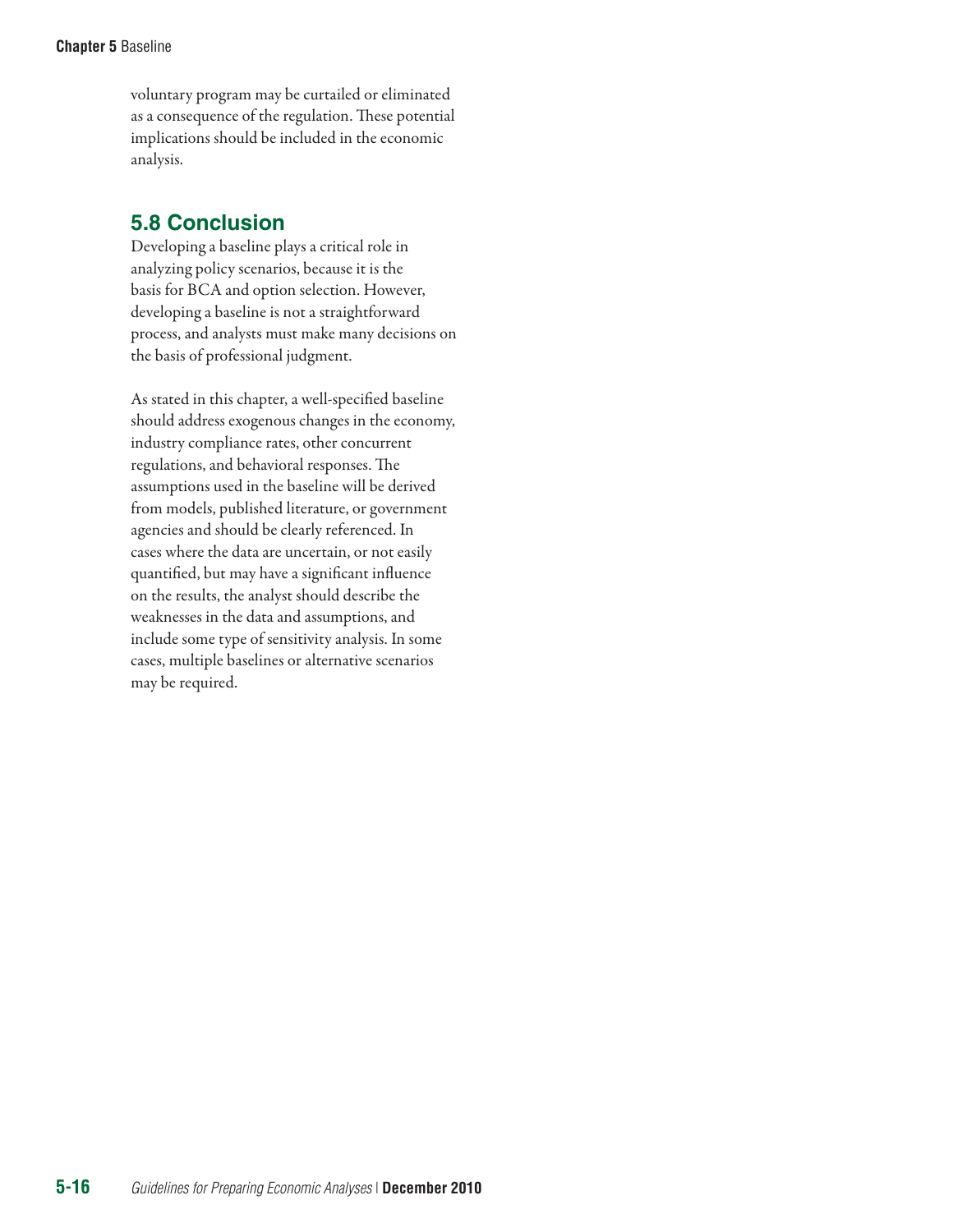voluntary program may be curtailed or eliminated as a consequence of the regulation. These potential implications should be included in the economic analysis.

## 5.8 Conclusion

Developing a baseline plays a critical role in analyzing policy scenarios, because it is the basis for BCA and option selection. However, developing a baseline is not a straightforward process, and analysts must make many decisions on the basis of professional judgment.

As stated in this chapter, a well-specified baseline should address exogenous changes in the economy, industry compliance rates, other concurrent regulations, and behavioral responses. The assumptions used in the baseline will be derived from models, published literature, or government agencies and should be clearly referenced. In cases where the data are uncertain, or not easily quantified, but may have a significant influence on the results, the analyst should describe the weaknesses in the data and assumptions, and include some type of sensitivity analysis. In some cases, multiple baselines or alternative scenarios may be required.